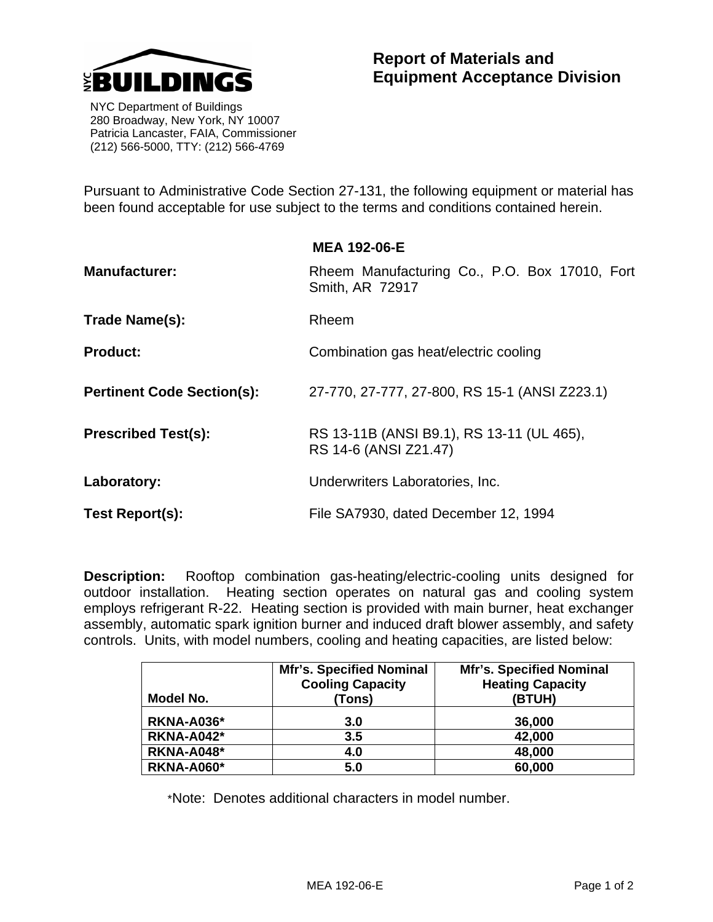NYC BUILDINGS

NYC Department of Buildings
280 Broadway, New York, NY 10007
Patricia Lancaster, FAIA, Commissioner
(212) 566-5000, TTY: (212) 566-4769

# Report of Materials and Equipment Acceptance Division

Pursuant to Administrative Code Section 27-131, the following equipment or material has been found acceptable for use subject to the terms and conditions contained herein.

**MEA 192-06-E**

**Manufacturer:** Rheem Manufacturing Co., P.O. Box 17010, Fort Smith, AR 72917

**Trade Name(s):** Rheem

**Product:** Combination gas heat/electric cooling

**Pertinent Code Section(s):** 27-770, 27-777, 27-800, RS 15-1 (ANSI Z223.1)

**Prescribed Test(s):** RS 13-11B (ANSI B9.1), RS 13-11 (UL 465), RS 14-6 (ANSI Z21.47)

**Laboratory:** Underwriters Laboratories, Inc.

**Test Report(s):** File SA7930, dated December 12, 1994

**Description:** Rooftop combination gas-heating/electric-cooling units designed for outdoor installation. Heating section operates on natural gas and cooling system employs refrigerant R-22. Heating section is provided with main burner, heat exchanger assembly, automatic spark ignition burner and induced draft blower assembly, and safety controls. Units, with model numbers, cooling and heating capacities, are listed below:

| Model No. | Mfr's. Specified Nominal Cooling Capacity (Tons) | Mfr's. Specified Nominal Heating Capacity (BTUH) |
|---|---|---|
| **RKNA-A036*** | **3.0** | **36,000** |
| **RKNA-A042*** | **3.5** | **42,000** |
| **RKNA-A048*** | **4.0** | **48,000** |
| **RKNA-A060*** | **5.0** | **60,000** |

*Note: Denotes additional characters in model number.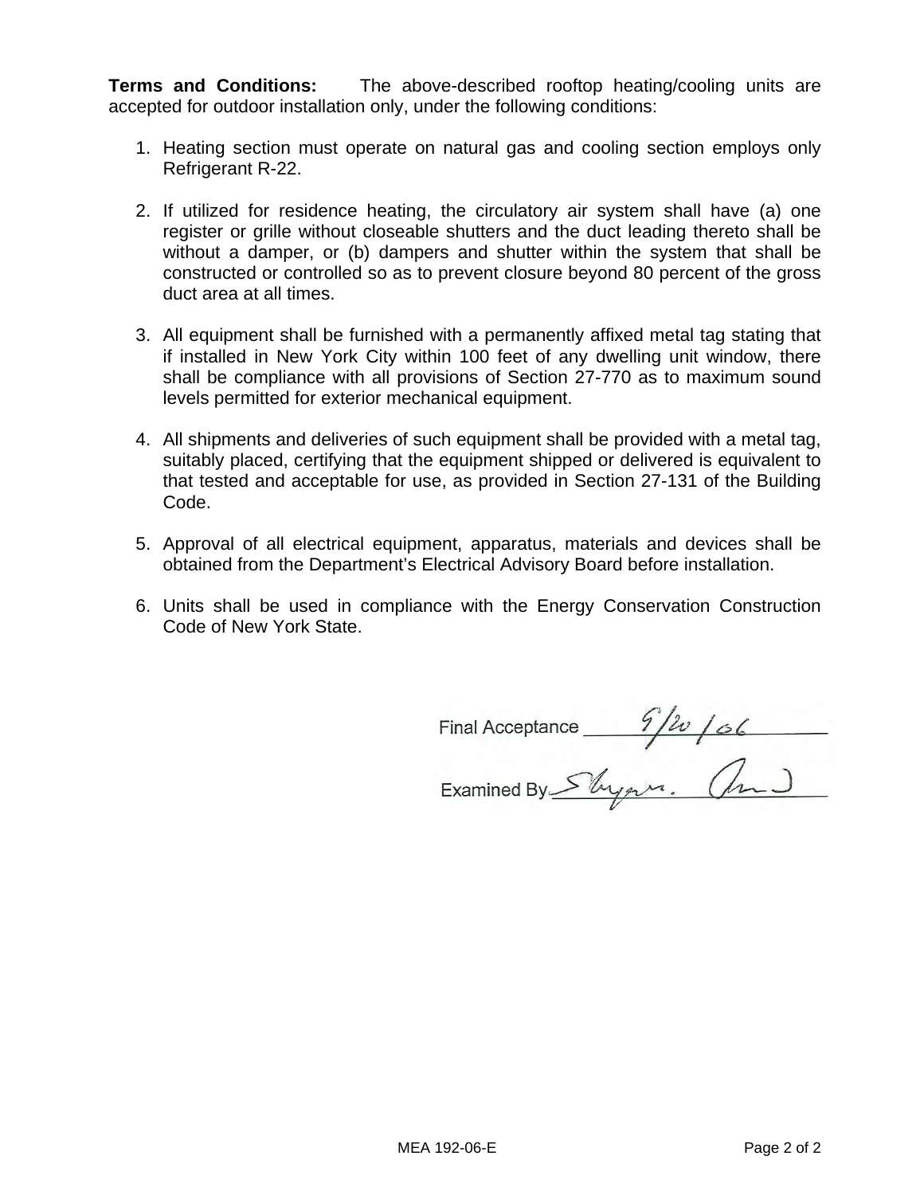**Terms and Conditions:** The above-described rooftop heating/cooling units are accepted for outdoor installation only, under the following conditions:

1. Heating section must operate on natural gas and cooling section employs only Refrigerant R-22.

2. If utilized for residence heating, the circulatory air system shall have (a) one register or grille without closeable shutters and the duct leading thereto shall be without a damper, or (b) dampers and shutter within the system that shall be constructed or controlled so as to prevent closure beyond 80 percent of the gross duct area at all times.

3. All equipment shall be furnished with a permanently affixed metal tag stating that if installed in New York City within 100 feet of any dwelling unit window, there shall be compliance with all provisions of Section 27-770 as to maximum sound levels permitted for exterior mechanical equipment.

4. All shipments and deliveries of such equipment shall be provided with a metal tag, suitably placed, certifying that the equipment shipped or delivered is equivalent to that tested and acceptable for use, as provided in Section 27-131 of the Building Code.

5. Approval of all electrical equipment, apparatus, materials and devices shall be obtained from the Department's Electrical Advisory Board before installation.

6. Units shall be used in compliance with the Energy Conservation Construction Code of New York State.

Final Acceptance 9/20/06

Examined By [signature]

MEA 192-06-E